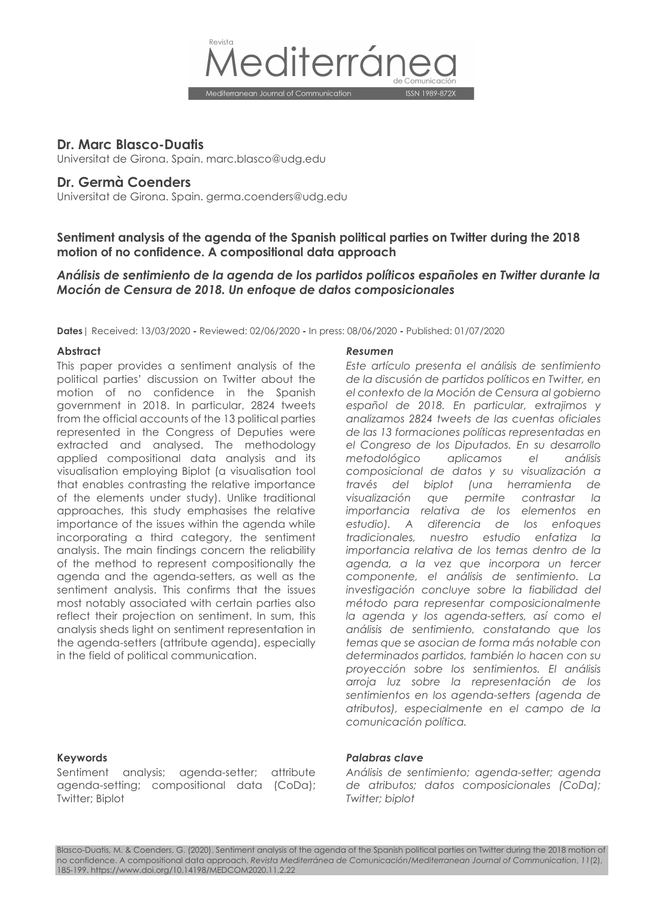**Dr. Marc Blasco-Duatis**
Universitat de Girona. Spain. marc.blasco@udg.edu

**Dr. Germà Coenders**
Universitat de Girona. Spain. germa.coenders@udg.edu

## Sentiment analysis of the agenda of the Spanish political parties on Twitter during the 2018 motion of no confidence. A compositional data approach

### *Análisis de sentimiento de la agenda de los partidos políticos españoles en Twitter durante la Moción de Censura de 2018. Un enfoque de datos composicionales*

**Dates** | Received: 13/03/2020 - Reviewed: 02/06/2020 - In press: 08/06/2020 - Published: 01/07/2020

### Abstract

This paper provides a sentiment analysis of the political parties' discussion on Twitter about the motion of no confidence in the Spanish government in 2018. In particular, 2824 tweets from the official accounts of the 13 political parties represented in the Congress of Deputies were extracted and analysed. The methodology applied compositional data analysis and its visualisation employing Biplot (a visualisation tool that enables contrasting the relative importance of the elements under study). Unlike traditional approaches, this study emphasises the relative importance of the issues within the agenda while incorporating a third category, the sentiment analysis. The main findings concern the reliability of the method to represent compositionally the agenda and the agenda-setters, as well as the sentiment analysis. This confirms that the issues most notably associated with certain parties also reflect their projection on sentiment. In sum, this analysis sheds light on sentiment representation in the agenda-setters (attribute agenda), especially in the field of political communication.

### *Resumen*

*Este artículo presenta el análisis de sentimiento de la discusión de partidos políticos en Twitter, en el contexto de la Moción de Censura al gobierno español de 2018. En particular, extrajimos y analizamos 2824 tweets de las cuentas oficiales de las 13 formaciones políticas representadas en el Congreso de los Diputados. En su desarrollo metodológico aplicamos el análisis composicional de datos y su visualización a través del biplot (una herramienta de visualización que permite contrastar la importancia relativa de los elementos en estudio). A diferencia de los enfoques tradicionales, nuestro estudio enfatiza la importancia relativa de los temas dentro de la agenda, a la vez que incorpora un tercer componente, el análisis de sentimiento. La investigación concluye sobre la fiabilidad del método para representar composicionalmente la agenda y los agenda-setters, así como el análisis de sentimiento, constatando que los temas que se asocian de forma más notable con determinados partidos, también lo hacen con su proyección sobre los sentimientos. El análisis arroja luz sobre la representación de los sentimientos en los agenda-setters (agenda de atributos), especialmente en el campo de la comunicación política.*

### Keywords

Sentiment analysis; agenda-setter; attribute agenda-setting; compositional data (CoDa); Twitter; Biplot

### *Palabras clave*

*Análisis de sentimiento; agenda-setter; agenda de atributos; datos composicionales (CoDa); Twitter; biplot*

Blasco-Duatis, M. & Coenders, G. (2020). Sentiment analysis of the agenda of the Spanish political parties on Twitter during the 2018 motion of no confidence. A compositional data approach. *Revista Mediterránea de Comunicación/Mediterranean Journal of Communication*, *11*(2), 185-199. https://www.doi.org/10.14198/MEDCOM2020.11.2.22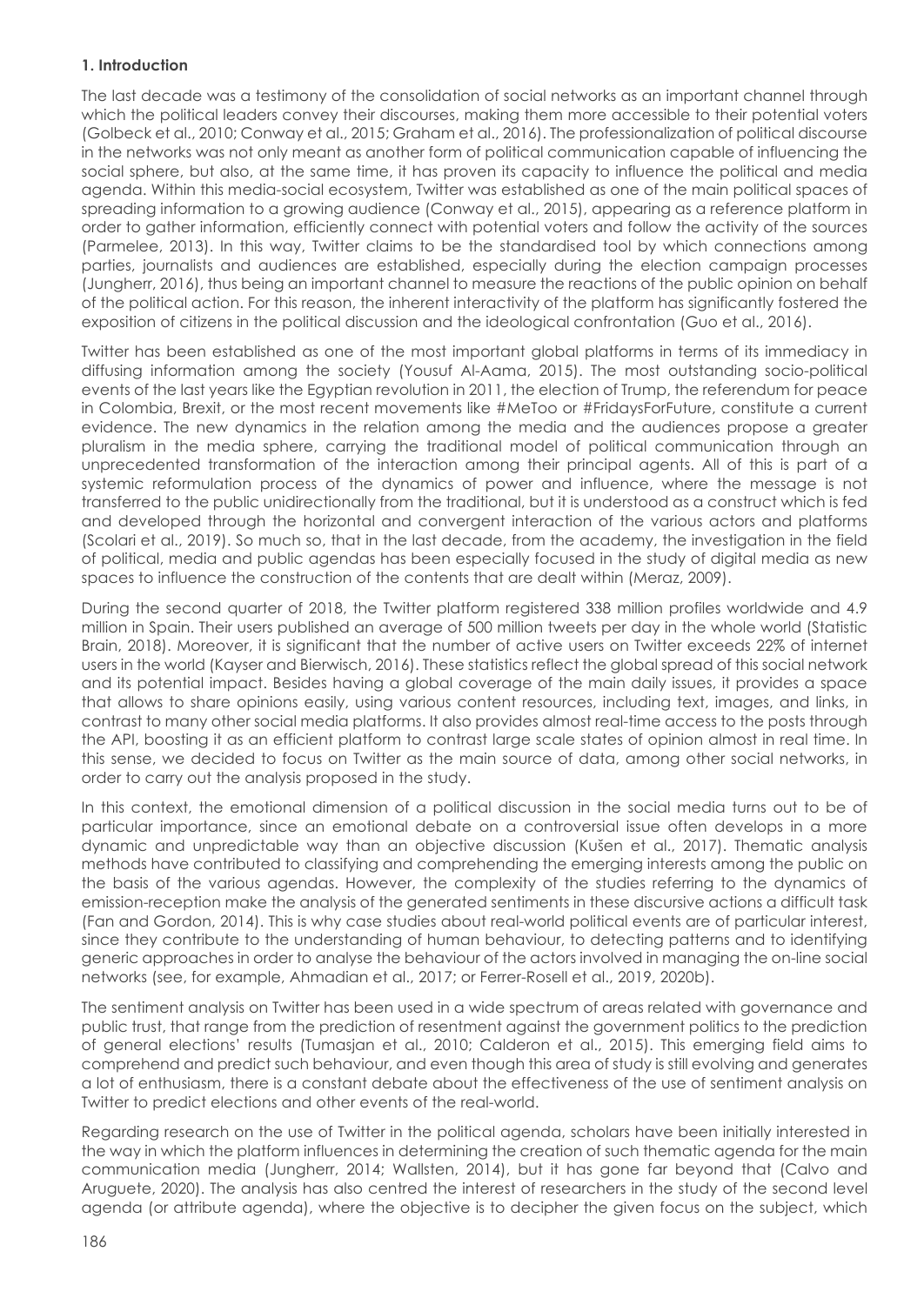## 1. Introduction

The last decade was a testimony of the consolidation of social networks as an important channel through which the political leaders convey their discourses, making them more accessible to their potential voters (Golbeck et al., 2010; Conway et al., 2015; Graham et al., 2016). The professionalization of political discourse in the networks was not only meant as another form of political communication capable of influencing the social sphere, but also, at the same time, it has proven its capacity to influence the political and media agenda. Within this media-social ecosystem, Twitter was established as one of the main political spaces of spreading information to a growing audience (Conway et al., 2015), appearing as a reference platform in order to gather information, efficiently connect with potential voters and follow the activity of the sources (Parmelee, 2013). In this way, Twitter claims to be the standardised tool by which connections among parties, journalists and audiences are established, especially during the election campaign processes (Jungherr, 2016), thus being an important channel to measure the reactions of the public opinion on behalf of the political action. For this reason, the inherent interactivity of the platform has significantly fostered the exposition of citizens in the political discussion and the ideological confrontation (Guo et al., 2016).

Twitter has been established as one of the most important global platforms in terms of its immediacy in diffusing information among the society (Yousuf Al-Aama, 2015). The most outstanding socio-political events of the last years like the Egyptian revolution in 2011, the election of Trump, the referendum for peace in Colombia, Brexit, or the most recent movements like #MeToo or #FridaysForFuture, constitute a current evidence. The new dynamics in the relation among the media and the audiences propose a greater pluralism in the media sphere, carrying the traditional model of political communication through an unprecedented transformation of the interaction among their principal agents. All of this is part of a systemic reformulation process of the dynamics of power and influence, where the message is not transferred to the public unidirectionally from the traditional, but it is understood as a construct which is fed and developed through the horizontal and convergent interaction of the various actors and platforms (Scolari et al., 2019). So much so, that in the last decade, from the academy, the investigation in the field of political, media and public agendas has been especially focused in the study of digital media as new spaces to influence the construction of the contents that are dealt within (Meraz, 2009).

During the second quarter of 2018, the Twitter platform registered 338 million profiles worldwide and 4.9 million in Spain. Their users published an average of 500 million tweets per day in the whole world (Statistic Brain, 2018). Moreover, it is significant that the number of active users on Twitter exceeds 22% of internet users in the world (Kayser and Bierwisch, 2016). These statistics reflect the global spread of this social network and its potential impact. Besides having a global coverage of the main daily issues, it provides a space that allows to share opinions easily, using various content resources, including text, images, and links, in contrast to many other social media platforms. It also provides almost real-time access to the posts through the API, boosting it as an efficient platform to contrast large scale states of opinion almost in real time. In this sense, we decided to focus on Twitter as the main source of data, among other social networks, in order to carry out the analysis proposed in the study.

In this context, the emotional dimension of a political discussion in the social media turns out to be of particular importance, since an emotional debate on a controversial issue often develops in a more dynamic and unpredictable way than an objective discussion (Kušen et al., 2017). Thematic analysis methods have contributed to classifying and comprehending the emerging interests among the public on the basis of the various agendas. However, the complexity of the studies referring to the dynamics of emission-reception make the analysis of the generated sentiments in these discursive actions a difficult task (Fan and Gordon, 2014). This is why case studies about real-world political events are of particular interest, since they contribute to the understanding of human behaviour, to detecting patterns and to identifying generic approaches in order to analyse the behaviour of the actors involved in managing the on-line social networks (see, for example, Ahmadian et al., 2017; or Ferrer-Rosell et al., 2019, 2020b).

The sentiment analysis on Twitter has been used in a wide spectrum of areas related with governance and public trust, that range from the prediction of resentment against the government politics to the prediction of general elections' results (Tumasjan et al., 2010; Calderon et al., 2015). This emerging field aims to comprehend and predict such behaviour, and even though this area of study is still evolving and generates a lot of enthusiasm, there is a constant debate about the effectiveness of the use of sentiment analysis on Twitter to predict elections and other events of the real-world.

Regarding research on the use of Twitter in the political agenda, scholars have been initially interested in the way in which the platform influences in determining the creation of such thematic agenda for the main communication media (Jungherr, 2014; Wallsten, 2014), but it has gone far beyond that (Calvo and Aruguete, 2020). The analysis has also centred the interest of researchers in the study of the second level agenda (or attribute agenda), where the objective is to decipher the given focus on the subject, which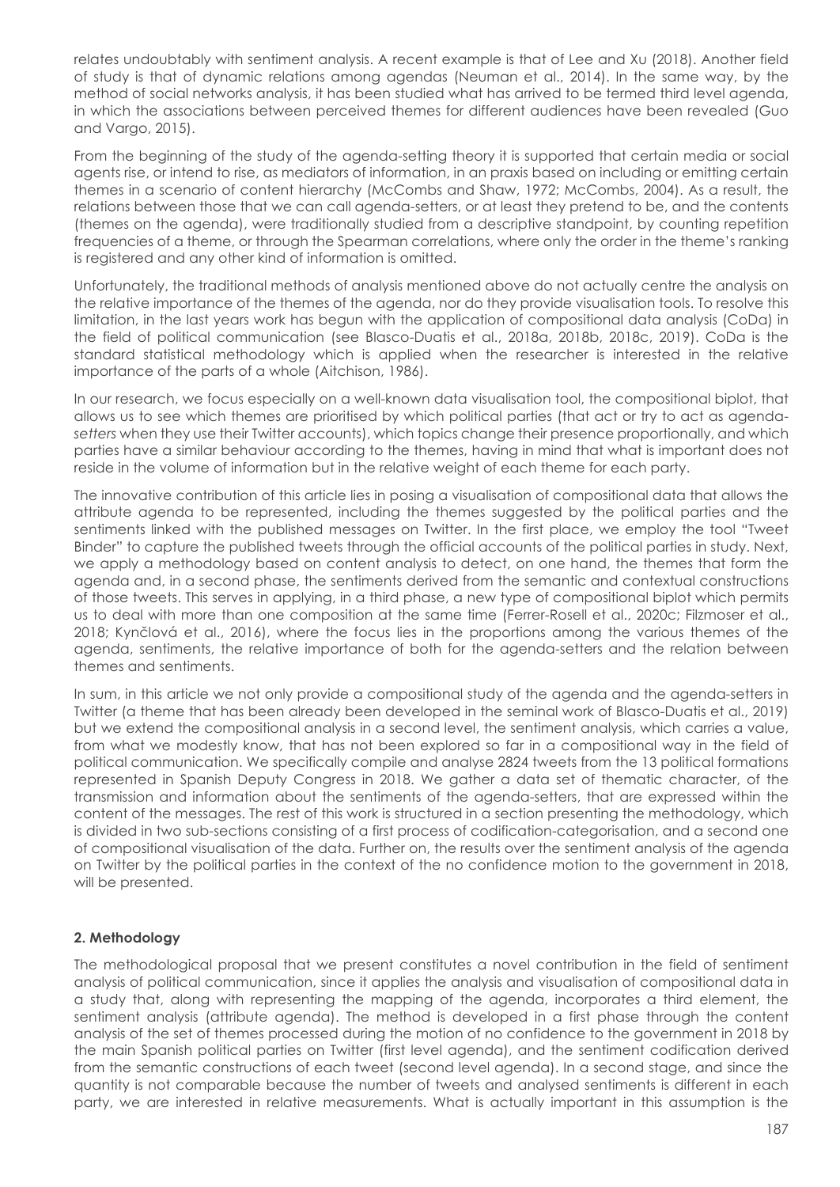relates undoubtably with sentiment analysis. A recent example is that of Lee and Xu (2018). Another field of study is that of dynamic relations among agendas (Neuman et al., 2014). In the same way, by the method of social networks analysis, it has been studied what has arrived to be termed third level agenda, in which the associations between perceived themes for different audiences have been revealed (Guo and Vargo, 2015).

From the beginning of the study of the agenda-setting theory it is supported that certain media or social agents rise, or intend to rise, as mediators of information, in an praxis based on including or emitting certain themes in a scenario of content hierarchy (McCombs and Shaw, 1972; McCombs, 2004). As a result, the relations between those that we can call agenda-setters, or at least they pretend to be, and the contents (themes on the agenda), were traditionally studied from a descriptive standpoint, by counting repetition frequencies of a theme, or through the Spearman correlations, where only the order in the theme's ranking is registered and any other kind of information is omitted.

Unfortunately, the traditional methods of analysis mentioned above do not actually centre the analysis on the relative importance of the themes of the agenda, nor do they provide visualisation tools. To resolve this limitation, in the last years work has begun with the application of compositional data analysis (CoDa) in the field of political communication (see Blasco-Duatis et al., 2018a, 2018b, 2018c, 2019). CoDa is the standard statistical methodology which is applied when the researcher is interested in the relative importance of the parts of a whole (Aitchison, 1986).

In our research, we focus especially on a well-known data visualisation tool, the compositional biplot, that allows us to see which themes are prioritised by which political parties (that act or try to act as agenda-*setters* when they use their Twitter accounts), which topics change their presence proportionally, and which parties have a similar behaviour according to the themes, having in mind that what is important does not reside in the volume of information but in the relative weight of each theme for each party.

The innovative contribution of this article lies in posing a visualisation of compositional data that allows the attribute agenda to be represented, including the themes suggested by the political parties and the sentiments linked with the published messages on Twitter. In the first place, we employ the tool "Tweet Binder" to capture the published tweets through the official accounts of the political parties in study. Next, we apply a methodology based on content analysis to detect, on one hand, the themes that form the agenda and, in a second phase, the sentiments derived from the semantic and contextual constructions of those tweets. This serves in applying, in a third phase, a new type of compositional biplot which permits us to deal with more than one composition at the same time (Ferrer-Rosell et al., 2020c; Filzmoser et al., 2018; Kynčlová et al., 2016), where the focus lies in the proportions among the various themes of the agenda, sentiments, the relative importance of both for the agenda-setters and the relation between themes and sentiments.

In sum, in this article we not only provide a compositional study of the agenda and the agenda-setters in Twitter (a theme that has been already been developed in the seminal work of Blasco-Duatis et al., 2019) but we extend the compositional analysis in a second level, the sentiment analysis, which carries a value, from what we modestly know, that has not been explored so far in a compositional way in the field of political communication. We specifically compile and analyse 2824 tweets from the 13 political formations represented in Spanish Deputy Congress in 2018. We gather a data set of thematic character, of the transmission and information about the sentiments of the agenda-setters, that are expressed within the content of the messages. The rest of this work is structured in a section presenting the methodology, which is divided in two sub-sections consisting of a first process of codification-categorisation, and a second one of compositional visualisation of the data. Further on, the results over the sentiment analysis of the agenda on Twitter by the political parties in the context of the no confidence motion to the government in 2018, will be presented.

## 2. Methodology

The methodological proposal that we present constitutes a novel contribution in the field of sentiment analysis of political communication, since it applies the analysis and visualisation of compositional data in a study that, along with representing the mapping of the agenda, incorporates a third element, the sentiment analysis (attribute agenda). The method is developed in a first phase through the content analysis of the set of themes processed during the motion of no confidence to the government in 2018 by the main Spanish political parties on Twitter (first level agenda), and the sentiment codification derived from the semantic constructions of each tweet (second level agenda). In a second stage, and since the quantity is not comparable because the number of tweets and analysed sentiments is different in each party, we are interested in relative measurements. What is actually important in this assumption is the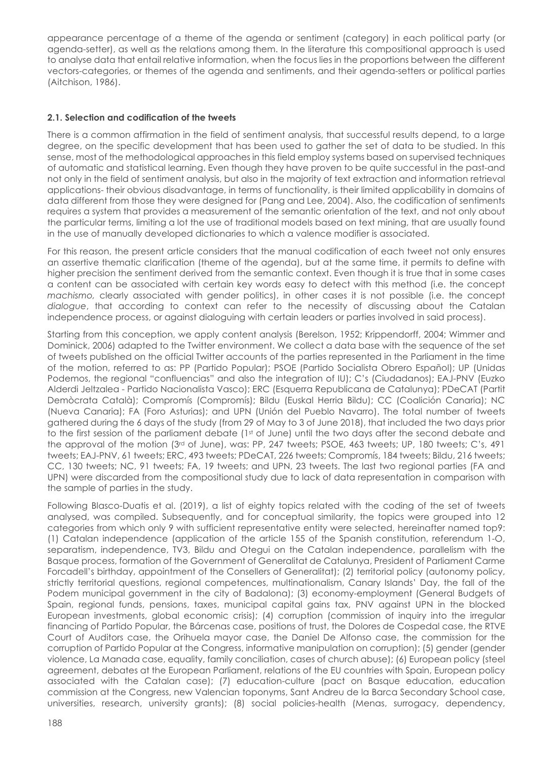appearance percentage of a theme of the agenda or sentiment (category) in each political party (or agenda-setter), as well as the relations among them. In the literature this compositional approach is used to analyse data that entail relative information, when the focus lies in the proportions between the different vectors-categories, or themes of the agenda and sentiments, and their agenda-setters or political parties (Aitchison, 1986).

### 2.1. Selection and codification of the tweets

There is a common affirmation in the field of sentiment analysis, that successful results depend, to a large degree, on the specific development that has been used to gather the set of data to be studied. In this sense, most of the methodological approaches in this field employ systems based on supervised techniques of automatic and statistical learning. Even though they have proven to be quite successful in the past-and not only in the field of sentiment analysis, but also in the majority of text extraction and information retrieval applications- their obvious disadvantage, in terms of functionality, is their limited applicability in domains of data different from those they were designed for (Pang and Lee, 2004). Also, the codification of sentiments requires a system that provides a measurement of the semantic orientation of the text, and not only about the particular terms, limiting a lot the use of traditional models based on text mining, that are usually found in the use of manually developed dictionaries to which a valence modifier is associated.

For this reason, the present article considers that the manual codification of each tweet not only ensures an assertive thematic clarification (theme of the agenda), but at the same time, it permits to define with higher precision the sentiment derived from the semantic context. Even though it is true that in some cases a content can be associated with certain key words easy to detect with this method (i.e. the concept *machismo*, clearly associated with gender politics), in other cases it is not possible (i.e. the concept *dialogue*, that according to context can refer to the necessity of discussing about the Catalan independence process, or against dialoguing with certain leaders or parties involved in said process).

Starting from this conception, we apply content analysis (Berelson, 1952; Krippendorff, 2004; Wimmer and Dominick, 2006) adapted to the Twitter environment. We collect a data base with the sequence of the set of tweets published on the official Twitter accounts of the parties represented in the Parliament in the time of the motion, referred to as: PP (Partido Popular); PSOE (Partido Socialista Obrero Español); UP (Unidas Podemos, the regional "confluencias" and also the integration of IU); C's (Ciudadanos); EAJ-PNV (Euzko Alderdi Jeltzalea - Partido Nacionalista Vasco); ERC (Esquerra Republicana de Catalunya); PDeCAT (Partit Demòcrata Català); Compromís (Compromís); Bildu (Euskal Herria Bildu); CC (Coalición Canaria); NC (Nueva Canaria); FA (Foro Asturias); and UPN (Unión del Pueblo Navarro). The total number of tweets gathered during the 6 days of the study (from 29 of May to 3 of June 2018), that included the two days prior to the first session of the parliament debate (1st of June) until the two days after the second debate and the approval of the motion (3rd of June), was: PP, 247 tweets; PSOE, 463 tweets; UP, 180 tweets; C's, 491 tweets; EAJ-PNV, 61 tweets; ERC, 493 tweets; PDeCAT, 226 tweets; Compromís, 184 tweets; Bildu, 216 tweets; CC, 130 tweets; NC, 91 tweets; FA, 19 tweets; and UPN, 23 tweets. The last two regional parties (FA and UPN) were discarded from the compositional study due to lack of data representation in comparison with the sample of parties in the study.

Following Blasco-Duatis et al. (2019), a list of eighty topics related with the coding of the set of tweets analysed, was compiled. Subsequently, and for conceptual similarity, the topics were grouped into 12 categories from which only 9 with sufficient representative entity were selected, hereinafter named top9: (1) Catalan independence (application of the article 155 of the Spanish constitution, referendum 1-O, separatism, independence, TV3, Bildu and Otegui on the Catalan independence, parallelism with the Basque process, formation of the Government of Generalitat de Catalunya, President of Parliament Carme Forcadell's birthday, appointment of the Consellers of Generalitat); (2) territorial policy (autonomy policy, strictly territorial questions, regional competences, multinationalism, Canary Islands' Day, the fall of the Podem municipal government in the city of Badalona); (3) economy-employment (General Budgets of Spain, regional funds, pensions, taxes, municipal capital gains tax, PNV against UPN in the blocked European investments, global economic crisis); (4) corruption (commission of inquiry into the irregular financing of Partido Popular, the Bárcenas case, positions of trust, the Dolores de Cospedal case, the RTVE Court of Auditors case, the Orihuela mayor case, the Daniel De Alfonso case, the commission for the corruption of Partido Popular at the Congress, informative manipulation on corruption); (5) gender (gender violence, La Manada case, equality, family conciliation, cases of church abuse); (6) European policy (steel agreement, debates at the European Parliament, relations of the EU countries with Spain, European policy associated with the Catalan case); (7) education-culture (pact on Basque education, education commission at the Congress, new Valencian toponyms, Sant Andreu de la Barca Secondary School case, universities, research, university grants); (8) social policies-health (Menas, surrogacy, dependency,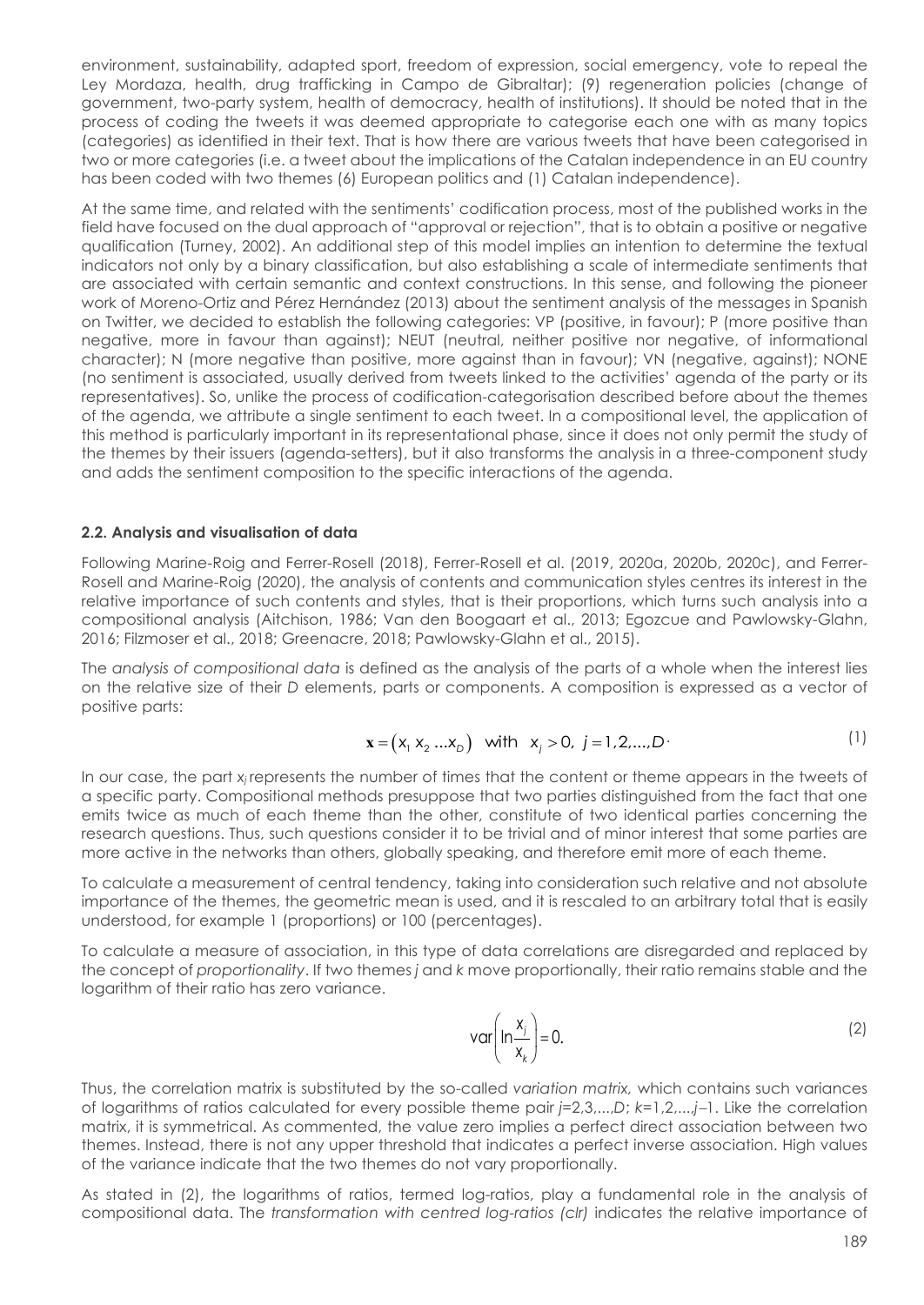environment, sustainability, adapted sport, freedom of expression, social emergency, vote to repeal the Ley Mordaza, health, drug trafficking in Campo de Gibraltar); (9) regeneration policies (change of government, two-party system, health of democracy, health of institutions). It should be noted that in the process of coding the tweets it was deemed appropriate to categorise each one with as many topics (categories) as identified in their text. That is how there are various tweets that have been categorised in two or more categories (i.e. a tweet about the implications of the Catalan independence in an EU country has been coded with two themes (6) European politics and (1) Catalan independence).

At the same time, and related with the sentiments' codification process, most of the published works in the field have focused on the dual approach of "approval or rejection", that is to obtain a positive or negative qualification (Turney, 2002). An additional step of this model implies an intention to determine the textual indicators not only by a binary classification, but also establishing a scale of intermediate sentiments that are associated with certain semantic and context constructions. In this sense, and following the pioneer work of Moreno-Ortiz and Pérez Hernández (2013) about the sentiment analysis of the messages in Spanish on Twitter, we decided to establish the following categories: VP (positive, in favour); P (more positive than negative, more in favour than against); NEUT (neutral, neither positive nor negative, of informational character); N (more negative than positive, more against than in favour); VN (negative, against); NONE (no sentiment is associated, usually derived from tweets linked to the activities' agenda of the party or its representatives). So, unlike the process of codification-categorisation described before about the themes of the agenda, we attribute a single sentiment to each tweet. In a compositional level, the application of this method is particularly important in its representational phase, since it does not only permit the study of the themes by their issuers (agenda-setters), but it also transforms the analysis in a three-component study and adds the sentiment composition to the specific interactions of the agenda.

### 2.2. Analysis and visualisation of data

Following Marine-Roig and Ferrer-Rosell (2018), Ferrer-Rosell et al. (2019, 2020a, 2020b, 2020c), and Ferrer-Rosell and Marine-Roig (2020), the analysis of contents and communication styles centres its interest in the relative importance of such contents and styles, that is their proportions, which turns such analysis into a compositional analysis (Aitchison, 1986; Van den Boogaart et al., 2013; Egozcue and Pawlowsky-Glahn, 2016; Filzmoser et al., 2018; Greenacre, 2018; Pawlowsky-Glahn et al., 2015).

The *analysis of compositional data* is defined as the analysis of the parts of a whole when the interest lies on the relative size of their *D* elements, parts or components. A composition is expressed as a vector of positive parts:

$$\mathbf{x} = \left( x_1\, x_2 \ldots x_D \right) \quad \text{with} \quad x_j > 0,\; j = 1,2,\ldots,D \cdot \tag{1}$$

In our case, the part $x_j$ represents the number of times that the content or theme appears in the tweets of a specific party. Compositional methods presuppose that two parties distinguished from the fact that one emits twice as much of each theme than the other, constitute of two identical parties concerning the research questions. Thus, such questions consider it to be trivial and of minor interest that some parties are more active in the networks than others, globally speaking, and therefore emit more of each theme.

To calculate a measurement of central tendency, taking into consideration such relative and not absolute importance of the themes, the geometric mean is used, and it is rescaled to an arbitrary total that is easily understood, for example 1 (proportions) or 100 (percentages).

To calculate a measure of association, in this type of data correlations are disregarded and replaced by the concept of *proportionality*. If two themes *j* and *k* move proportionally, their ratio remains stable and the logarithm of their ratio has zero variance.

$$\operatorname{var}\left( \ln \frac{x_j}{x_k} \right) = 0. \tag{2}$$

Thus, the correlation matrix is substituted by the so-called *variation matrix,* which contains such variances of logarithms of ratios calculated for every possible theme pair $j$=2,3,...,$D$; $k$=1,2,...,$j$−1. Like the correlation matrix, it is symmetrical. As commented, the value zero implies a perfect direct association between two themes. Instead, there is not any upper threshold that indicates a perfect inverse association. High values of the variance indicate that the two themes do not vary proportionally.

As stated in (2), the logarithms of ratios, termed log-ratios, play a fundamental role in the analysis of compositional data. The *transformation with centred log-ratios (clr)* indicates the relative importance of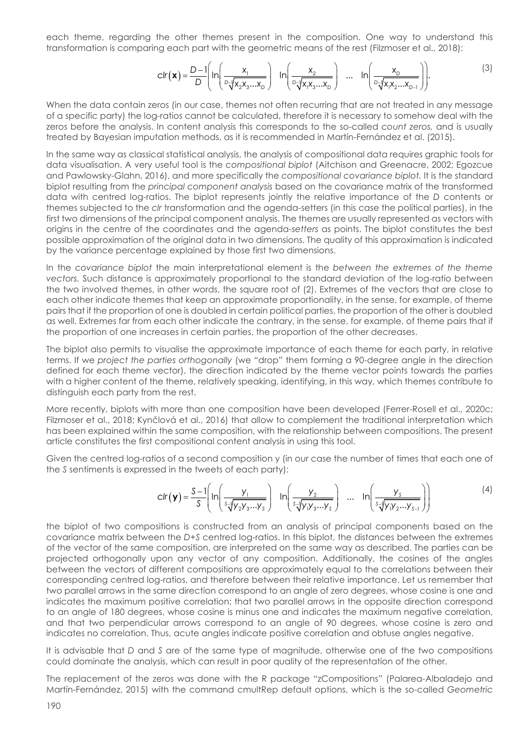each theme, regarding the other themes present in the composition. One way to understand this transformation is comparing each part with the geometric means of the rest (Filzmoser et al., 2018):

$$clr(\mathbf{x}) = \frac{D-1}{D}\left( \ln\left(\frac{x_1}{\sqrt[D-1]{x_2 x_3 \ldots x_D}}\right) \quad \ln\left(\frac{x_2}{\sqrt[D-1]{x_1 x_3 \ldots x_D}}\right) \quad \ldots \quad \ln\left(\frac{x_D}{\sqrt[D-1]{x_1 x_2 \ldots x_{D-1}}}\right) \right). \tag{3}$$

When the data contain zeros (in our case, themes not often recurring that are not treated in any message of a specific party) the log-ratios cannot be calculated, therefore it is necessary to somehow deal with the zeros before the analysis. In content analysis this corresponds to the so-called *count zeros,* and is usually treated by Bayesian imputation methods, as it is recommended in Martín-Fernández et al. (2015).

In the same way as classical statistical analysis, the analysis of compositional data requires graphic tools for data visualisation. A very useful tool is the *compositional biplot* (Aitchison and Greenacre, 2002; Egozcue and Pawlowsky-Glahn, 2016), and more specifically the *compositional covariance biplot.* It is the standard biplot resulting from the *principal component analysis* based on the covariance matrix of the transformed data with centred log-ratios. The biplot represents jointly the relative importance of the *D* contents or themes subjected to the *clr* transformation and the agenda-setters (in this case the political parties), in the first two dimensions of the principal component analysis. The themes are usually represented as vectors with origins in the centre of the coordinates and the agenda-*setters* as points. The biplot constitutes the best possible approximation of the original data in two dimensions. The quality of this approximation is indicated by the variance percentage explained by those first two dimensions.

In the *covariance biplot* the main interpretational element is the *between the extremes of the theme vectors.* Such distance is approximately proportional to the standard deviation of the log-ratio between the two involved themes, in other words, the square root of (2). Extremes of the vectors that are close to each other indicate themes that keep an approximate proportionality, in the sense, for example, of theme pairs that if the proportion of one is doubled in certain political parties, the proportion of the other is doubled as well. Extremes far from each other indicate the contrary, in the sense, for example, of theme pairs that if the proportion of one increases in certain parties, the proportion of the other decreases.

The biplot also permits to visualise the approximate importance of each theme for each party, in relative terms. If we *project the parties orthogonally* (we "drop" them forming a 90-degree angle in the direction defined for each theme vector), the direction indicated by the theme vector points towards the parties with a higher content of the theme, relatively speaking, identifying, in this way, which themes contribute to distinguish each party from the rest.

More recently, biplots with more than one composition have been developed (Ferrer-Rosell et al., 2020c; Filzmoser et al., 2018; Kynčlová et al., 2016) that allow to complement the traditional interpretation which has been explained within the same composition, with the relationship between compositions. The present article constitutes the first compositional content analysis in using this tool.

Given the centred log-ratios of a second composition y (in our case the number of times that each one of the *S* sentiments is expressed in the tweets of each party):

$$clr(\mathbf{y}) = \frac{S-1}{S}\left( \ln\left(\frac{y_1}{\sqrt[S-1]{y_2 y_3 \ldots y_S}}\right) \quad \ln\left(\frac{y_2}{\sqrt[S-1]{y_1 y_3 \ldots y_S}}\right) \quad \ldots \quad \ln\left(\frac{y_S}{\sqrt[S-1]{y_1 y_2 \ldots y_{S-1}}}\right) \right) \tag{4}$$

the biplot of two compositions is constructed from an analysis of principal components based on the covariance matrix between the *D+S* centred log-ratios. In this biplot, the distances between the extremes of the vector of the same composition, are interpreted on the same way as described. The parties can be projected orthogonally upon any vector of any composition. Additionally, the cosines of the angles between the vectors of different compositions are approximately equal to the correlations between their corresponding centred log-ratios, and therefore between their relative importance. Let us remember that two parallel arrows in the same direction correspond to an angle of zero degrees, whose cosine is one and indicates the maximum positive correlation; that two parallel arrows in the opposite direction correspond to an angle of 180 degrees, whose cosine is minus one and indicates the maximum negative correlation, and that two perpendicular arrows correspond to an angle of 90 degrees, whose cosine is zero and indicates no correlation. Thus, acute angles indicate positive correlation and obtuse angles negative.

It is advisable that *D* and *S* are of the same type of magnitude, otherwise one of the two compositions could dominate the analysis, which can result in poor quality of the representation of the other.

The replacement of the zeros was done with the R package "zCompositions" (Palarea-Albaladejo and Martín-Fernández, 2015) with the command cmultRep default options, which is the so-called *Geometric*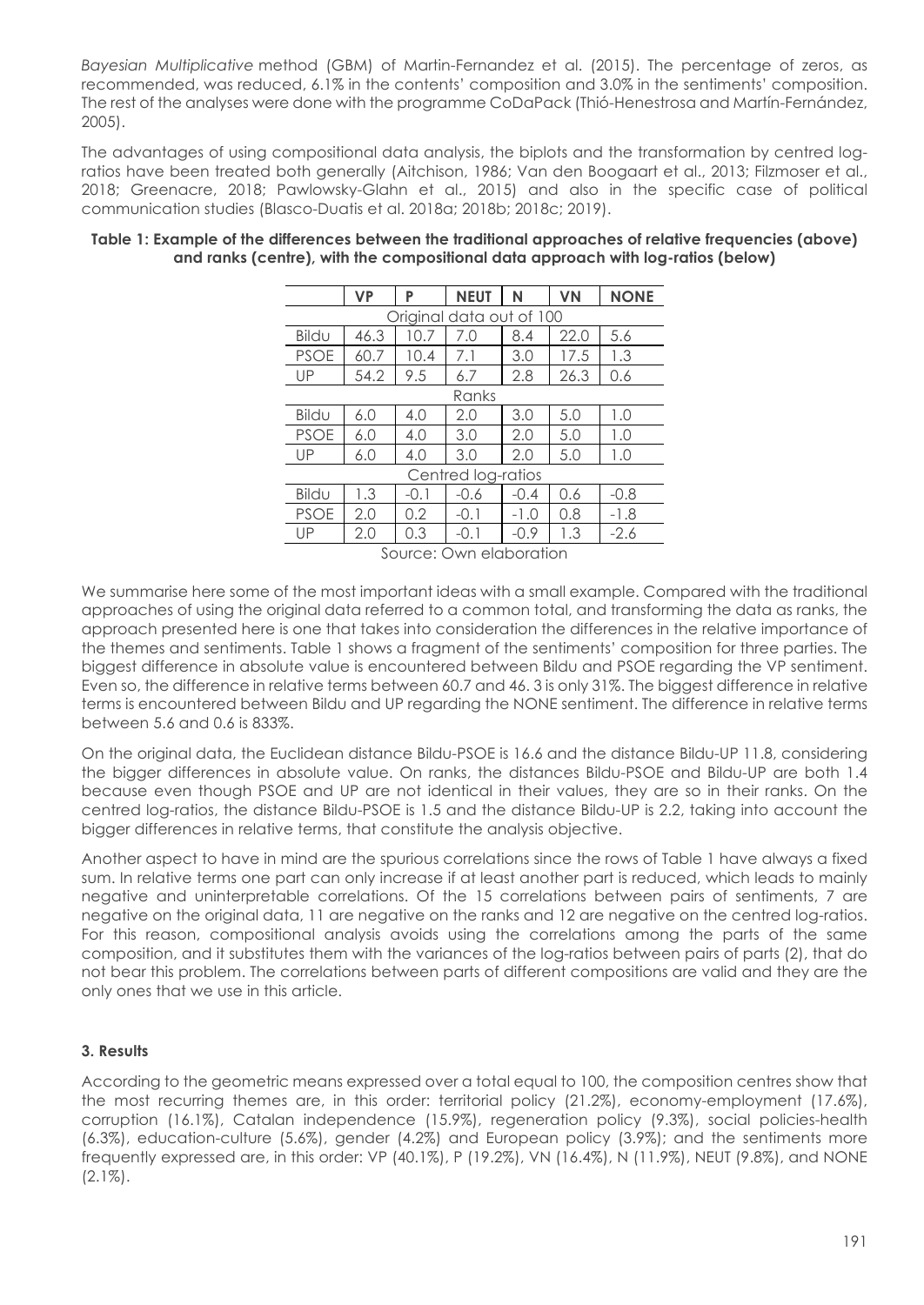*Bayesian Multiplicative* method (GBM) of Martin-Fernandez et al. (2015). The percentage of zeros, as recommended, was reduced, 6.1% in the contents' composition and 3.0% in the sentiments' composition. The rest of the analyses were done with the programme CoDaPack (Thió-Henestrosa and Martín-Fernández, 2005).

The advantages of using compositional data analysis, the biplots and the transformation by centred log-ratios have been treated both generally (Aitchison, 1986; Van den Boogaart et al., 2013; Filzmoser et al., 2018; Greenacre, 2018; Pawlowsky-Glahn et al., 2015) and also in the specific case of political communication studies (Blasco-Duatis et al. 2018a; 2018b; 2018c; 2019).

**Table 1: Example of the differences between the traditional approaches of relative frequencies (above) and ranks (centre), with the compositional data approach with log-ratios (below)**

| | VP | P | NEUT | N | VN | NONE |
|---|---|---|---|---|---|---|
| Original data out of 100 | | | | | | |
| Bildu | 46.3 | 10.7 | 7.0 | 8.4 | 22.0 | 5.6 |
| PSOE | 60.7 | 10.4 | 7.1 | 3.0 | 17.5 | 1.3 |
| UP | 54.2 | 9.5 | 6.7 | 2.8 | 26.3 | 0.6 |
| Ranks | | | | | | |
| Bildu | 6.0 | 4.0 | 2.0 | 3.0 | 5.0 | 1.0 |
| PSOE | 6.0 | 4.0 | 3.0 | 2.0 | 5.0 | 1.0 |
| UP | 6.0 | 4.0 | 3.0 | 2.0 | 5.0 | 1.0 |
| Centred log-ratios | | | | | | |
| Bildu | 1.3 | -0.1 | -0.6 | -0.4 | 0.6 | -0.8 |
| PSOE | 2.0 | 0.2 | -0.1 | -1.0 | 0.8 | -1.8 |
| UP | 2.0 | 0.3 | -0.1 | -0.9 | 1.3 | -2.6 |

Source: Own elaboration

We summarise here some of the most important ideas with a small example. Compared with the traditional approaches of using the original data referred to a common total, and transforming the data as ranks, the approach presented here is one that takes into consideration the differences in the relative importance of the themes and sentiments. Table 1 shows a fragment of the sentiments' composition for three parties. The biggest difference in absolute value is encountered between Bildu and PSOE regarding the VP sentiment. Even so, the difference in relative terms between 60.7 and 46. 3 is only 31%. The biggest difference in relative terms is encountered between Bildu and UP regarding the NONE sentiment. The difference in relative terms between 5.6 and 0.6 is 833%.

On the original data, the Euclidean distance Bildu-PSOE is 16.6 and the distance Bildu-UP 11.8, considering the bigger differences in absolute value. On ranks, the distances Bildu-PSOE and Bildu-UP are both 1.4 because even though PSOE and UP are not identical in their values, they are so in their ranks. On the centred log-ratios, the distance Bildu-PSOE is 1.5 and the distance Bildu-UP is 2.2, taking into account the bigger differences in relative terms, that constitute the analysis objective.

Another aspect to have in mind are the spurious correlations since the rows of Table 1 have always a fixed sum. In relative terms one part can only increase if at least another part is reduced, which leads to mainly negative and uninterpretable correlations. Of the 15 correlations between pairs of sentiments, 7 are negative on the original data, 11 are negative on the ranks and 12 are negative on the centred log-ratios. For this reason, compositional analysis avoids using the correlations among the parts of the same composition, and it substitutes them with the variances of the log-ratios between pairs of parts (2), that do not bear this problem. The correlations between parts of different compositions are valid and they are the only ones that we use in this article.

## 3. Results

According to the geometric means expressed over a total equal to 100, the composition centres show that the most recurring themes are, in this order: territorial policy (21.2%), economy-employment (17.6%), corruption (16.1%), Catalan independence (15.9%), regeneration policy (9.3%), social policies-health (6.3%), education-culture (5.6%), gender (4.2%) and European policy (3.9%); and the sentiments more frequently expressed are, in this order: VP (40.1%), P (19.2%), VN (16.4%), N (11.9%), NEUT (9.8%), and NONE (2.1%).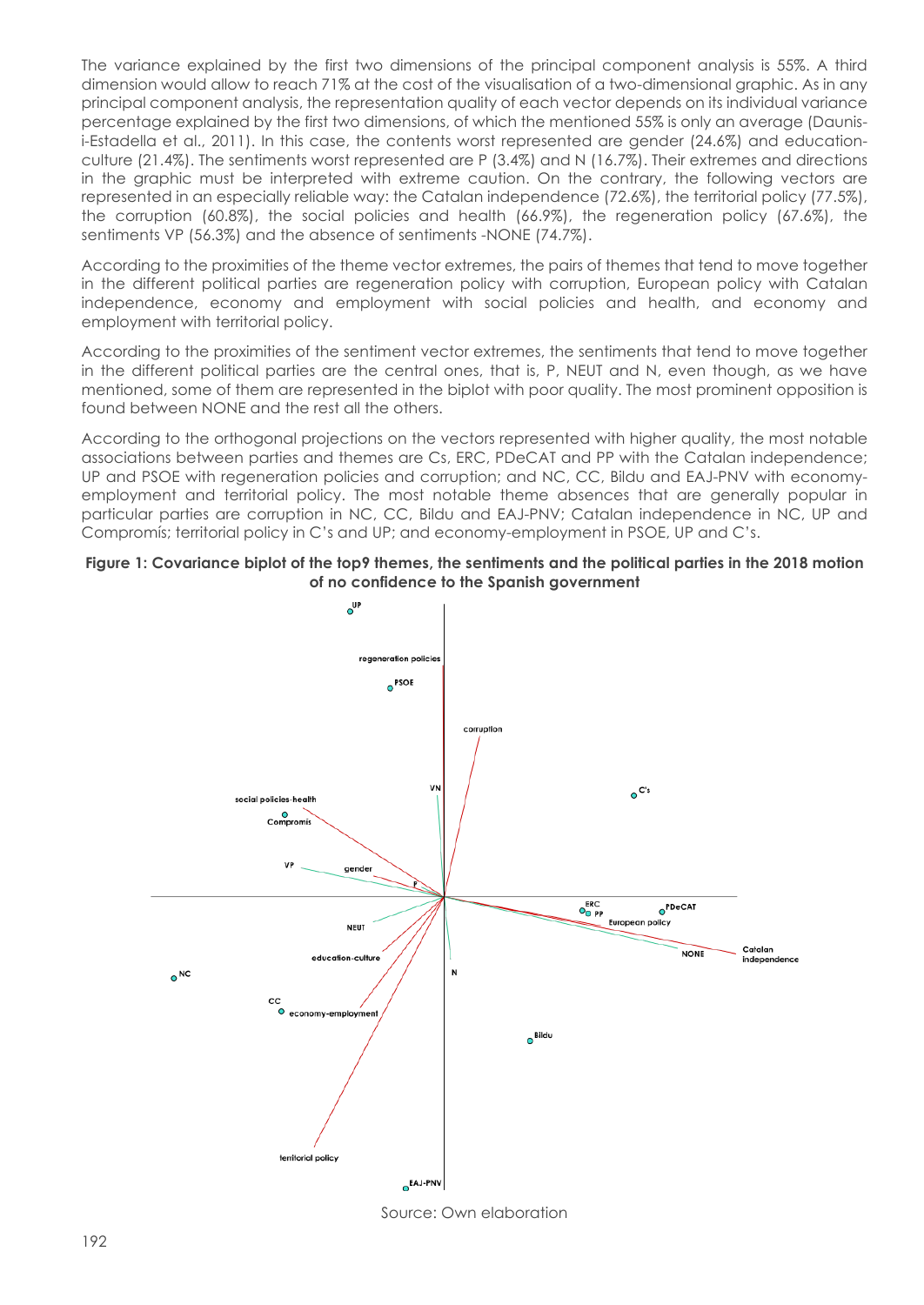The variance explained by the first two dimensions of the principal component analysis is 55%. A third dimension would allow to reach 71% at the cost of the visualisation of a two-dimensional graphic. As in any principal component analysis, the representation quality of each vector depends on its individual variance percentage explained by the first two dimensions, of which the mentioned 55% is only an average (Daunis-i-Estadella et al., 2011). In this case, the contents worst represented are gender (24.6%) and education-culture (21.4%). The sentiments worst represented are P (3.4%) and N (16.7%). Their extremes and directions in the graphic must be interpreted with extreme caution. On the contrary, the following vectors are represented in an especially reliable way: the Catalan independence (72.6%), the territorial policy (77.5%), the corruption (60.8%), the social policies and health (66.9%), the regeneration policy (67.6%), the sentiments VP (56.3%) and the absence of sentiments -NONE (74.7%).

According to the proximities of the theme vector extremes, the pairs of themes that tend to move together in the different political parties are regeneration policy with corruption, European policy with Catalan independence, economy and employment with social policies and health, and economy and employment with territorial policy.

According to the proximities of the sentiment vector extremes, the sentiments that tend to move together in the different political parties are the central ones, that is, P, NEUT and N, even though, as we have mentioned, some of them are represented in the biplot with poor quality. The most prominent opposition is found between NONE and the rest all the others.

According to the orthogonal projections on the vectors represented with higher quality, the most notable associations between parties and themes are Cs, ERC, PDeCAT and PP with the Catalan independence; UP and PSOE with regeneration policies and corruption; and NC, CC, Bildu and EAJ-PNV with economy-employment and territorial policy. The most notable theme absences that are generally popular in particular parties are corruption in NC, CC, Bildu and EAJ-PNV; Catalan independence in NC, UP and Compromís; territorial policy in C's and UP; and economy-employment in PSOE, UP and C's.

**Figure 1: Covariance biplot of the top9 themes, the sentiments and the political parties in the 2018 motion of no confidence to the Spanish government**

Source: Own elaboration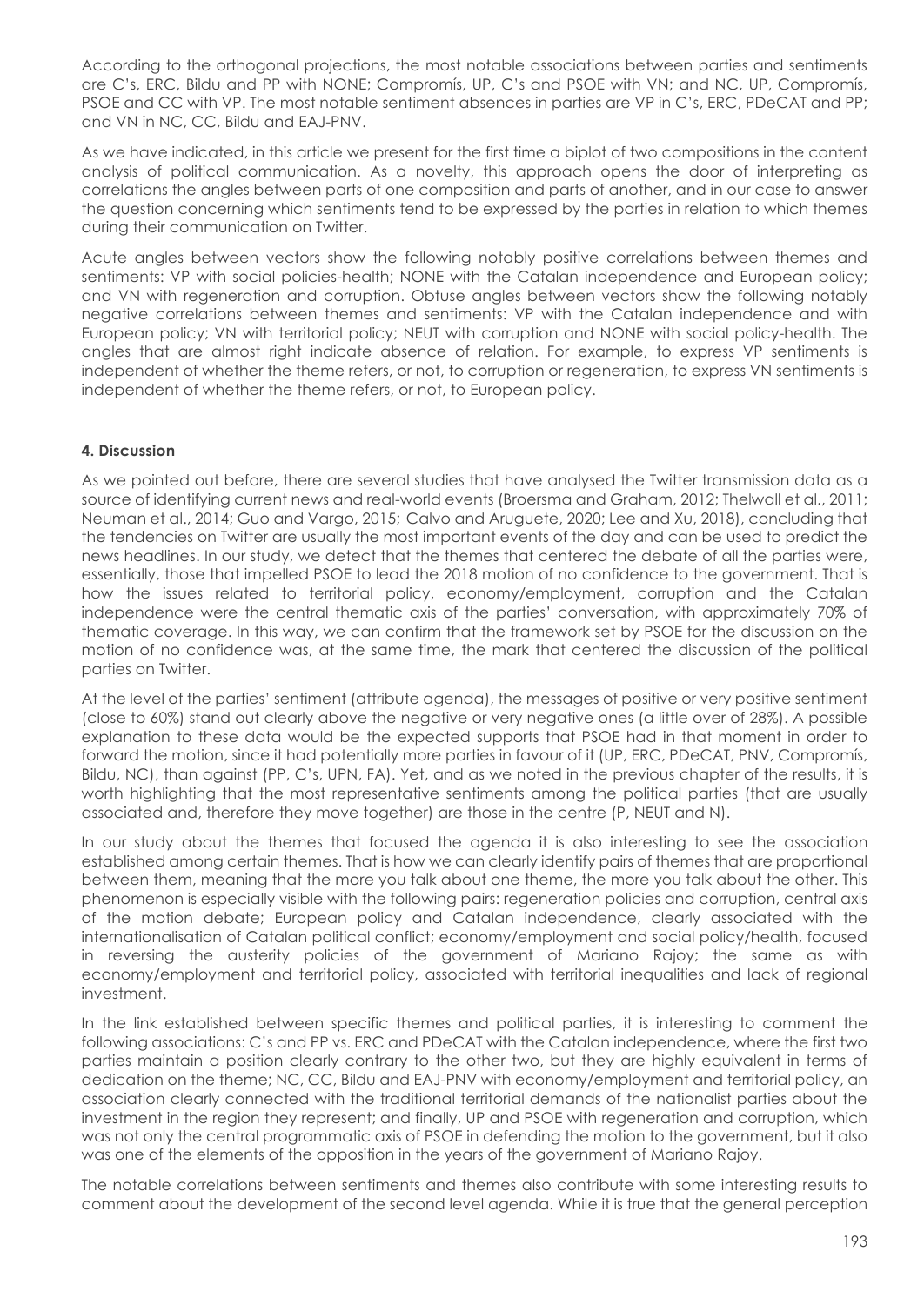According to the orthogonal projections, the most notable associations between parties and sentiments are C's, ERC, Bildu and PP with NONE; Compromís, UP, C's and PSOE with VN; and NC, UP, Compromís, PSOE and CC with VP. The most notable sentiment absences in parties are VP in C's, ERC, PDeCAT and PP; and VN in NC, CC, Bildu and EAJ-PNV.

As we have indicated, in this article we present for the first time a biplot of two compositions in the content analysis of political communication. As a novelty, this approach opens the door of interpreting as correlations the angles between parts of one composition and parts of another, and in our case to answer the question concerning which sentiments tend to be expressed by the parties in relation to which themes during their communication on Twitter.

Acute angles between vectors show the following notably positive correlations between themes and sentiments: VP with social policies-health; NONE with the Catalan independence and European policy; and VN with regeneration and corruption. Obtuse angles between vectors show the following notably negative correlations between themes and sentiments: VP with the Catalan independence and with European policy; VN with territorial policy; NEUT with corruption and NONE with social policy-health. The angles that are almost right indicate absence of relation. For example, to express VP sentiments is independent of whether the theme refers, or not, to corruption or regeneration, to express VN sentiments is independent of whether the theme refers, or not, to European policy.

### 4. Discussion

As we pointed out before, there are several studies that have analysed the Twitter transmission data as a source of identifying current news and real-world events (Broersma and Graham, 2012; Thelwall et al., 2011; Neuman et al., 2014; Guo and Vargo, 2015; Calvo and Aruguete, 2020; Lee and Xu, 2018), concluding that the tendencies on Twitter are usually the most important events of the day and can be used to predict the news headlines. In our study, we detect that the themes that centered the debate of all the parties were, essentially, those that impelled PSOE to lead the 2018 motion of no confidence to the government. That is how the issues related to territorial policy, economy/employment, corruption and the Catalan independence were the central thematic axis of the parties' conversation, with approximately 70% of thematic coverage. In this way, we can confirm that the framework set by PSOE for the discussion on the motion of no confidence was, at the same time, the mark that centered the discussion of the political parties on Twitter.

At the level of the parties' sentiment (attribute agenda), the messages of positive or very positive sentiment (close to 60%) stand out clearly above the negative or very negative ones (a little over of 28%). A possible explanation to these data would be the expected supports that PSOE had in that moment in order to forward the motion, since it had potentially more parties in favour of it (UP, ERC, PDeCAT, PNV, Compromís, Bildu, NC), than against (PP, C's, UPN, FA). Yet, and as we noted in the previous chapter of the results, it is worth highlighting that the most representative sentiments among the political parties (that are usually associated and, therefore they move together) are those in the centre (P, NEUT and N).

In our study about the themes that focused the agenda it is also interesting to see the association established among certain themes. That is how we can clearly identify pairs of themes that are proportional between them, meaning that the more you talk about one theme, the more you talk about the other. This phenomenon is especially visible with the following pairs: regeneration policies and corruption, central axis of the motion debate; European policy and Catalan independence, clearly associated with the internationalisation of Catalan political conflict; economy/employment and social policy/health, focused in reversing the austerity policies of the government of Mariano Rajoy; the same as with economy/employment and territorial policy, associated with territorial inequalities and lack of regional investment.

In the link established between specific themes and political parties, it is interesting to comment the following associations: C's and PP vs. ERC and PDeCAT with the Catalan independence, where the first two parties maintain a position clearly contrary to the other two, but they are highly equivalent in terms of dedication on the theme; NC, CC, Bildu and EAJ-PNV with economy/employment and territorial policy, an association clearly connected with the traditional territorial demands of the nationalist parties about the investment in the region they represent; and finally, UP and PSOE with regeneration and corruption, which was not only the central programmatic axis of PSOE in defending the motion to the government, but it also was one of the elements of the opposition in the years of the government of Mariano Rajoy.

The notable correlations between sentiments and themes also contribute with some interesting results to comment about the development of the second level agenda. While it is true that the general perception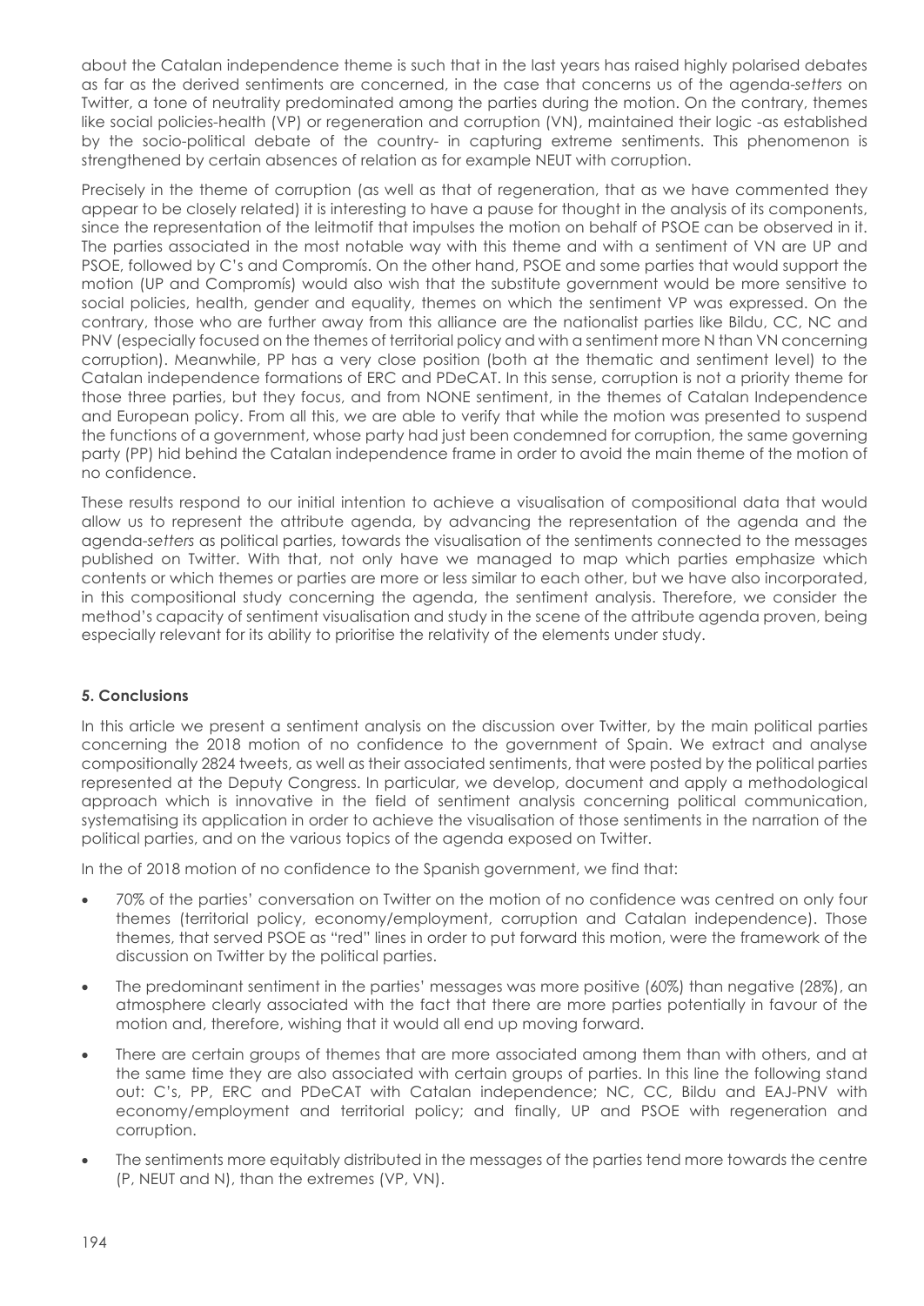about the Catalan independence theme is such that in the last years has raised highly polarised debates as far as the derived sentiments are concerned, in the case that concerns us of the agenda-*setters* on Twitter, a tone of neutrality predominated among the parties during the motion. On the contrary, themes like social policies-health (VP) or regeneration and corruption (VN), maintained their logic -as established by the socio-political debate of the country- in capturing extreme sentiments. This phenomenon is strengthened by certain absences of relation as for example NEUT with corruption.

Precisely in the theme of corruption (as well as that of regeneration, that as we have commented they appear to be closely related) it is interesting to have a pause for thought in the analysis of its components, since the representation of the leitmotif that impulses the motion on behalf of PSOE can be observed in it. The parties associated in the most notable way with this theme and with a sentiment of VN are UP and PSOE, followed by C's and Compromís. On the other hand, PSOE and some parties that would support the motion (UP and Compromís) would also wish that the substitute government would be more sensitive to social policies, health, gender and equality, themes on which the sentiment VP was expressed. On the contrary, those who are further away from this alliance are the nationalist parties like Bildu, CC, NC and PNV (especially focused on the themes of territorial policy and with a sentiment more N than VN concerning corruption). Meanwhile, PP has a very close position (both at the thematic and sentiment level) to the Catalan independence formations of ERC and PDeCAT. In this sense, corruption is not a priority theme for those three parties, but they focus, and from NONE sentiment, in the themes of Catalan Independence and European policy. From all this, we are able to verify that while the motion was presented to suspend the functions of a government, whose party had just been condemned for corruption, the same governing party (PP) hid behind the Catalan independence frame in order to avoid the main theme of the motion of no confidence.

These results respond to our initial intention to achieve a visualisation of compositional data that would allow us to represent the attribute agenda, by advancing the representation of the agenda and the agenda-*setters* as political parties, towards the visualisation of the sentiments connected to the messages published on Twitter. With that, not only have we managed to map which parties emphasize which contents or which themes or parties are more or less similar to each other, but we have also incorporated, in this compositional study concerning the agenda, the sentiment analysis. Therefore, we consider the method's capacity of sentiment visualisation and study in the scene of the attribute agenda proven, being especially relevant for its ability to prioritise the relativity of the elements under study.

## 5. Conclusions

In this article we present a sentiment analysis on the discussion over Twitter, by the main political parties concerning the 2018 motion of no confidence to the government of Spain. We extract and analyse compositionally 2824 tweets, as well as their associated sentiments, that were posted by the political parties represented at the Deputy Congress. In particular, we develop, document and apply a methodological approach which is innovative in the field of sentiment analysis concerning political communication, systematising its application in order to achieve the visualisation of those sentiments in the narration of the political parties, and on the various topics of the agenda exposed on Twitter.

In the of 2018 motion of no confidence to the Spanish government, we find that:

- 70% of the parties' conversation on Twitter on the motion of no confidence was centred on only four themes (territorial policy, economy/employment, corruption and Catalan independence). Those themes, that served PSOE as "red" lines in order to put forward this motion, were the framework of the discussion on Twitter by the political parties.
- The predominant sentiment in the parties' messages was more positive (60%) than negative (28%), an atmosphere clearly associated with the fact that there are more parties potentially in favour of the motion and, therefore, wishing that it would all end up moving forward.
- There are certain groups of themes that are more associated among them than with others, and at the same time they are also associated with certain groups of parties. In this line the following stand out: C's, PP, ERC and PDeCAT with Catalan independence; NC, CC, Bildu and EAJ-PNV with economy/employment and territorial policy; and finally, UP and PSOE with regeneration and corruption.
- The sentiments more equitably distributed in the messages of the parties tend more towards the centre (P, NEUT and N), than the extremes (VP, VN).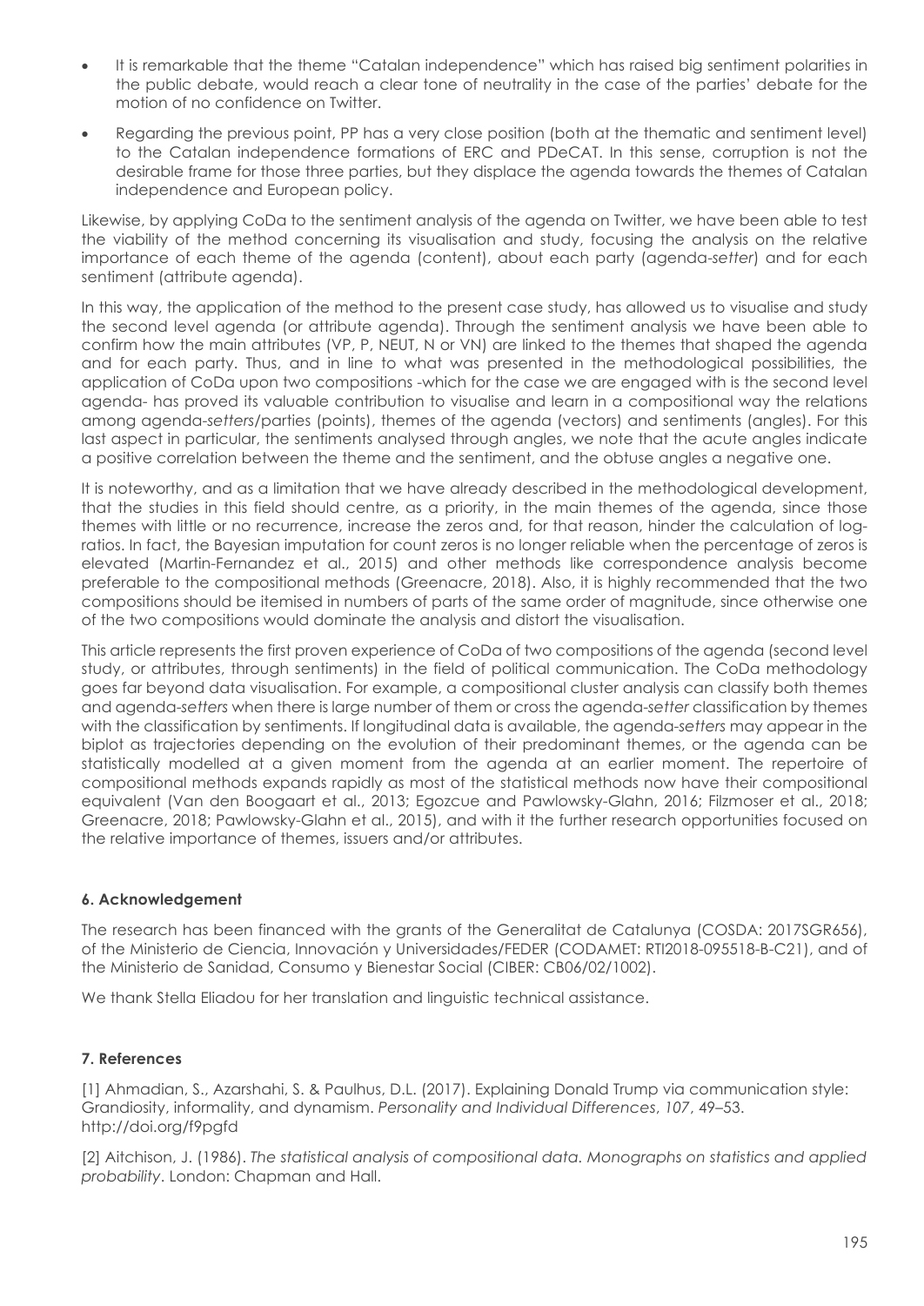- It is remarkable that the theme "Catalan independence" which has raised big sentiment polarities in the public debate, would reach a clear tone of neutrality in the case of the parties' debate for the motion of no confidence on Twitter.
- Regarding the previous point, PP has a very close position (both at the thematic and sentiment level) to the Catalan independence formations of ERC and PDeCAT. In this sense, corruption is not the desirable frame for those three parties, but they displace the agenda towards the themes of Catalan independence and European policy.

Likewise, by applying CoDa to the sentiment analysis of the agenda on Twitter, we have been able to test the viability of the method concerning its visualisation and study, focusing the analysis on the relative importance of each theme of the agenda (content), about each party (agenda-*setter*) and for each sentiment (attribute agenda).

In this way, the application of the method to the present case study, has allowed us to visualise and study the second level agenda (or attribute agenda). Through the sentiment analysis we have been able to confirm how the main attributes (VP, P, NEUT, N or VN) are linked to the themes that shaped the agenda and for each party. Thus, and in line to what was presented in the methodological possibilities, the application of CoDa upon two compositions -which for the case we are engaged with is the second level agenda- has proved its valuable contribution to visualise and learn in a compositional way the relations among agenda-*setters*/parties (points), themes of the agenda (vectors) and sentiments (angles). For this last aspect in particular, the sentiments analysed through angles, we note that the acute angles indicate a positive correlation between the theme and the sentiment, and the obtuse angles a negative one.

It is noteworthy, and as a limitation that we have already described in the methodological development, that the studies in this field should centre, as a priority, in the main themes of the agenda, since those themes with little or no recurrence, increase the zeros and, for that reason, hinder the calculation of log-ratios. In fact, the Bayesian imputation for count zeros is no longer reliable when the percentage of zeros is elevated (Martin-Fernandez et al., 2015) and other methods like correspondence analysis become preferable to the compositional methods (Greenacre, 2018). Also, it is highly recommended that the two compositions should be itemised in numbers of parts of the same order of magnitude, since otherwise one of the two compositions would dominate the analysis and distort the visualisation.

This article represents the first proven experience of CoDa of two compositions of the agenda (second level study, or attributes, through sentiments) in the field of political communication. The CoDa methodology goes far beyond data visualisation. For example, a compositional cluster analysis can classify both themes and agenda-*setters* when there is large number of them or cross the agenda-*setter* classification by themes with the classification by sentiments. If longitudinal data is available, the agenda-*setters* may appear in the biplot as trajectories depending on the evolution of their predominant themes, or the agenda can be statistically modelled at a given moment from the agenda at an earlier moment. The repertoire of compositional methods expands rapidly as most of the statistical methods now have their compositional equivalent (Van den Boogaart et al., 2013; Egozcue and Pawlowsky-Glahn, 2016; Filzmoser et al., 2018; Greenacre, 2018; Pawlowsky-Glahn et al., 2015), and with it the further research opportunities focused on the relative importance of themes, issuers and/or attributes.

### 6. Acknowledgement

The research has been financed with the grants of the Generalitat de Catalunya (COSDA: 2017SGR656), of the Ministerio de Ciencia, Innovación y Universidades/FEDER (CODAMET: RTI2018-095518-B-C21), and of the Ministerio de Sanidad, Consumo y Bienestar Social (CIBER: CB06/02/1002).

We thank Stella Eliadou for her translation and linguistic technical assistance.

### 7. References

[1] Ahmadian, S., Azarshahi, S. & Paulhus, D.L. (2017). Explaining Donald Trump via communication style: Grandiosity, informality, and dynamism. *Personality and Individual Differences*, *107*, 49–53. http://doi.org/f9pgfd

[2] Aitchison, J. (1986). *The statistical analysis of compositional data. Monographs on statistics and applied probability*. London: Chapman and Hall.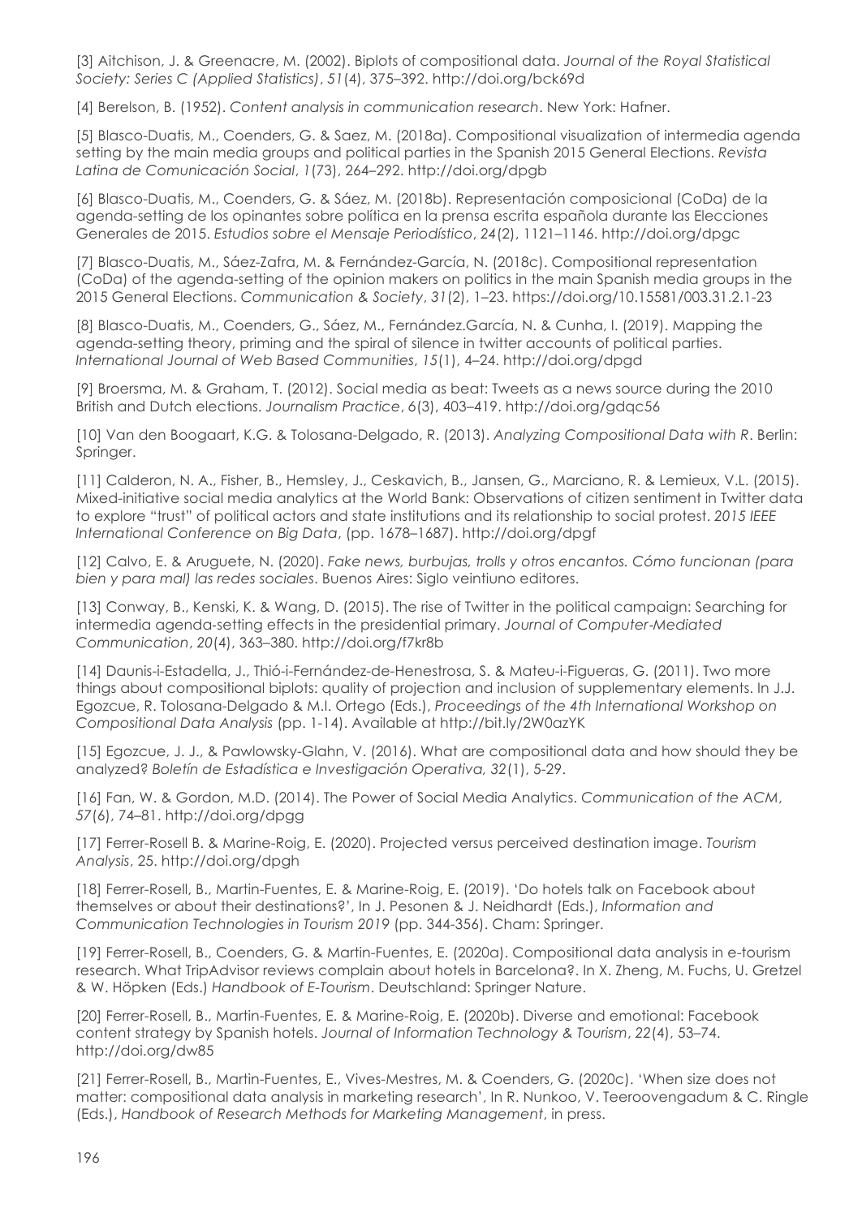[3] Aitchison, J. & Greenacre, M. (2002). Biplots of compositional data. *Journal of the Royal Statistical Society: Series C (Applied Statistics)*, *51*(4), 375–392. http://doi.org/bck69d

[4] Berelson, B. (1952). *Content analysis in communication research*. New York: Hafner.

[5] Blasco-Duatis, M., Coenders, G. & Saez, M. (2018a). Compositional visualization of intermedia agenda setting by the main media groups and political parties in the Spanish 2015 General Elections. *Revista Latina de Comunicación Social*, *1*(73), 264–292. http://doi.org/dpgb

[6] Blasco-Duatis, M., Coenders, G. & Sáez, M. (2018b). Representación composicional (CoDa) de la agenda-setting de los opinantes sobre política en la prensa escrita española durante las Elecciones Generales de 2015. *Estudios sobre el Mensaje Periodístico*, *24*(2), 1121–1146. http://doi.org/dpgc

[7] Blasco-Duatis, M., Sáez-Zafra, M. & Fernández-García, N. (2018c). Compositional representation (CoDa) of the agenda-setting of the opinion makers on politics in the main Spanish media groups in the 2015 General Elections. *Communication & Society*, *31*(2), 1–23. https://doi.org/10.15581/003.31.2.1-23

[8] Blasco-Duatis, M., Coenders, G., Sáez, M., Fernández.García, N. & Cunha, I. (2019). Mapping the agenda-setting theory, priming and the spiral of silence in twitter accounts of political parties. *International Journal of Web Based Communities*, *15*(1), 4–24. http://doi.org/dpgd

[9] Broersma, M. & Graham, T. (2012). Social media as beat: Tweets as a news source during the 2010 British and Dutch elections. *Journalism Practice*, *6*(3), 403–419. http://doi.org/gdqc56

[10] Van den Boogaart, K.G. & Tolosana-Delgado, R. (2013). *Analyzing Compositional Data with R*. Berlin: Springer.

[11] Calderon, N. A., Fisher, B., Hemsley, J., Ceskavich, B., Jansen, G., Marciano, R. & Lemieux, V.L. (2015). Mixed-initiative social media analytics at the World Bank: Observations of citizen sentiment in Twitter data to explore "trust" of political actors and state institutions and its relationship to social protest. *2015 IEEE International Conference on Big Data*, (pp. 1678–1687). http://doi.org/dpgf

[12] Calvo, E. & Aruguete, N. (2020). *Fake news, burbujas, trolls y otros encantos. Cómo funcionan (para bien y para mal) las redes sociales*. Buenos Aires: Siglo veintiuno editores.

[13] Conway, B., Kenski, K. & Wang, D. (2015). The rise of Twitter in the political campaign: Searching for intermedia agenda-setting effects in the presidential primary. *Journal of Computer-Mediated Communication*, *20*(4), 363–380. http://doi.org/f7kr8b

[14] Daunis-i-Estadella, J., Thió-i-Fernández-de-Henestrosa, S. & Mateu-i-Figueras, G. (2011). Two more things about compositional biplots: quality of projection and inclusion of supplementary elements. In J.J. Egozcue, R. Tolosana-Delgado & M.I. Ortego (Eds.), *Proceedings of the 4th International Workshop on Compositional Data Analysis* (pp. 1-14). Available at http://bit.ly/2W0azYK

[15] Egozcue, J. J., & Pawlowsky-Glahn, V. (2016). What are compositional data and how should they be analyzed? *Boletín de Estadística e Investigación Operativa, 32*(1), 5-29.

[16] Fan, W. & Gordon, M.D. (2014). The Power of Social Media Analytics. *Communication of the ACM*, *57*(6), 74–81. http://doi.org/dpgg

[17] Ferrer-Rosell B. & Marine-Roig, E. (2020). Projected versus perceived destination image. *Tourism Analysis*, 25. http://doi.org/dpgh

[18] Ferrer-Rosell, B., Martin-Fuentes, E. & Marine-Roig, E. (2019). 'Do hotels talk on Facebook about themselves or about their destinations?', In J. Pesonen & J. Neidhardt (Eds.), *Information and Communication Technologies in Tourism 2019* (pp. 344-356). Cham: Springer.

[19] Ferrer-Rosell, B., Coenders, G. & Martin-Fuentes, E. (2020a). Compositional data analysis in e-tourism research. What TripAdvisor reviews complain about hotels in Barcelona?. In X. Zheng, M. Fuchs, U. Gretzel & W. Höpken (Eds.) *Handbook of E-Tourism*. Deutschland: Springer Nature.

[20] Ferrer-Rosell, B., Martin-Fuentes, E. & Marine-Roig, E. (2020b). Diverse and emotional: Facebook content strategy by Spanish hotels. *Journal of Information Technology & Tourism*, *22*(4), 53–74. http://doi.org/dw85

[21] Ferrer-Rosell, B., Martin-Fuentes, E., Vives-Mestres, M. & Coenders, G. (2020c). 'When size does not matter: compositional data analysis in marketing research', In R. Nunkoo, V. Teeroovengadum & C. Ringle (Eds.), *Handbook of Research Methods for Marketing Management*, in press.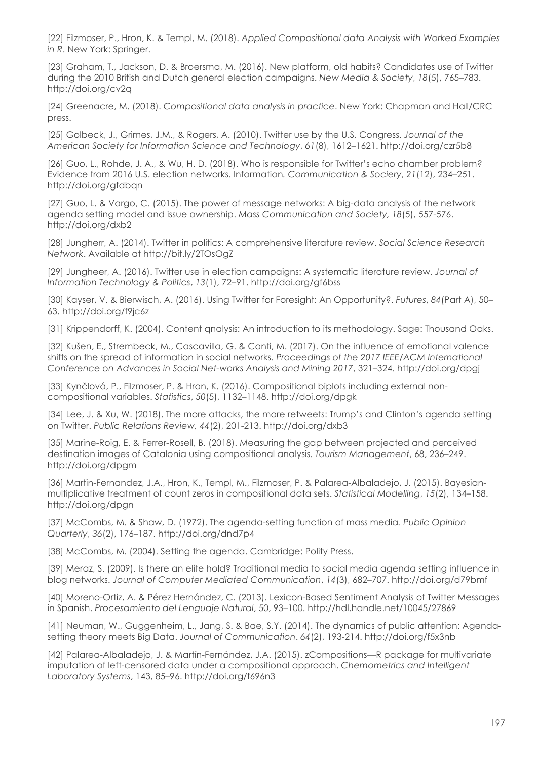[22] Filzmoser, P., Hron, K. & Templ, M. (2018). *Applied Compositional data Analysis with Worked Examples in R*. New York: Springer.

[23] Graham, T., Jackson, D. & Broersma, M. (2016). New platform, old habits? Candidates use of Twitter during the 2010 British and Dutch general election campaigns. *New Media & Society*, *18*(5), 765–783. http://doi.org/cv2q

[24] Greenacre, M. (2018). *Compositional data analysis in practice*. New York: Chapman and Hall/CRC press.

[25] Golbeck, J., Grimes, J.M., & Rogers, A. (2010). Twitter use by the U.S. Congress. *Journal of the American Society for Information Science and Technology*, *61*(8), 1612–1621. http://doi.org/czr5b8

[26] Guo, L., Rohde, J. A., & Wu, H. D. (2018). Who is responsible for Twitter's echo chamber problem? Evidence from 2016 U.S. election networks. Information*. Communication & Sociery*, *21*(12), 234–251. http://doi.org/gfdbqn

[27] Guo, L. & Vargo, C. (2015). The power of message networks: A big-data analysis of the network agenda setting model and issue ownership. *Mass Communication and Society, 18*(5), 557-576. http://doi.org/dxb2

[28] Jungherr, A. (2014). Twitter in politics: A comprehensive literature review. *Social Science Research Network*. Available at http://bit.ly/2TOsOgZ

[29] Jungheer, A. (2016). Twitter use in election campaigns: A systematic literature review. *Journal of Information Technology & Politics*, *13*(1), 72–91. http://doi.org/gf6bss

[30] Kayser, V. & Bierwisch, A. (2016). Using Twitter for Foresight: An Opportunity?. *Futures*, *84*(Part A), 50–63. http://doi.org/f9jc6z

[31] Krippendorff, K. (2004). Content qnalysis: An introduction to its methodology. Sage: Thousand Oaks.

[32] Kušen, E., Strembeck, M., Cascavilla, G. & Conti, M. (2017). On the influence of emotional valence shifts on the spread of information in social networks. *Proceedings of the 2017 IEEE/ACM International Conference on Advances in Social Net-works Analysis and Mining 2017*, 321–324. http://doi.org/dpgj

[33] Kynčlová, P., Filzmoser, P. & Hron, K. (2016). Compositional biplots including external non-compositional variables. *Statistics*, *50*(5), 1132–1148. http://doi.org/dpgk

[34] Lee, J. & Xu, W. (2018). The more attacks, the more retweets: Trump's and Clinton's agenda setting on Twitter. *Public Relations Review, 44*(2), 201-213. http://doi.org/dxb3

[35] Marine-Roig, E. & Ferrer-Rosell, B. (2018). Measuring the gap between projected and perceived destination images of Catalonia using compositional analysis. *Tourism Management*, 68, 236–249. http://doi.org/dpgm

[36] Martin-Fernandez, J.A., Hron, K., Templ, M., Filzmoser, P. & Palarea-Albaladejo, J. (2015). Bayesian-multiplicative treatment of count zeros in compositional data sets. *Statistical Modelling*, *15*(2), 134–158. http://doi.org/dpgn

[37] McCombs, M. & Shaw, D. (1972). The agenda-setting function of mass media*. Public Opinion Quarterly*, *36*(2), 176–187. http://doi.org/dnd7p4

[38] McCombs, M. (2004). Setting the agenda. Cambridge: Polity Press.

[39] Meraz, S. (2009). Is there an elite hold? Traditional media to social media agenda setting influence in blog networks. *Journal of Computer Mediated Communication*, *14*(3), 682–707. http://doi.org/d79bmf

[40] Moreno-Ortiz, A. & Pérez Hernández, C. (2013). Lexicon-Based Sentiment Analysis of Twitter Messages in Spanish. *Procesamiento del Lenguaje Natural*, 50, 93–100. http://hdl.handle.net/10045/27869

[41] Neuman, W., Guggenheim, L., Jang, S. & Bae, S.Y. (2014). The dynamics of public attention: Agenda-setting theory meets Big Data. *Journal of Communication*. *64*(2), 193-214. http://doi.org/f5x3nb

[42] Palarea-Albaladejo, J. & Martín-Fernández, J.A. (2015). zCompositions—R package for multivariate imputation of left-censored data under a compositional approach. *Chemometrics and Intelligent Laboratory Systems*, 143, 85–96. http://doi.org/f696n3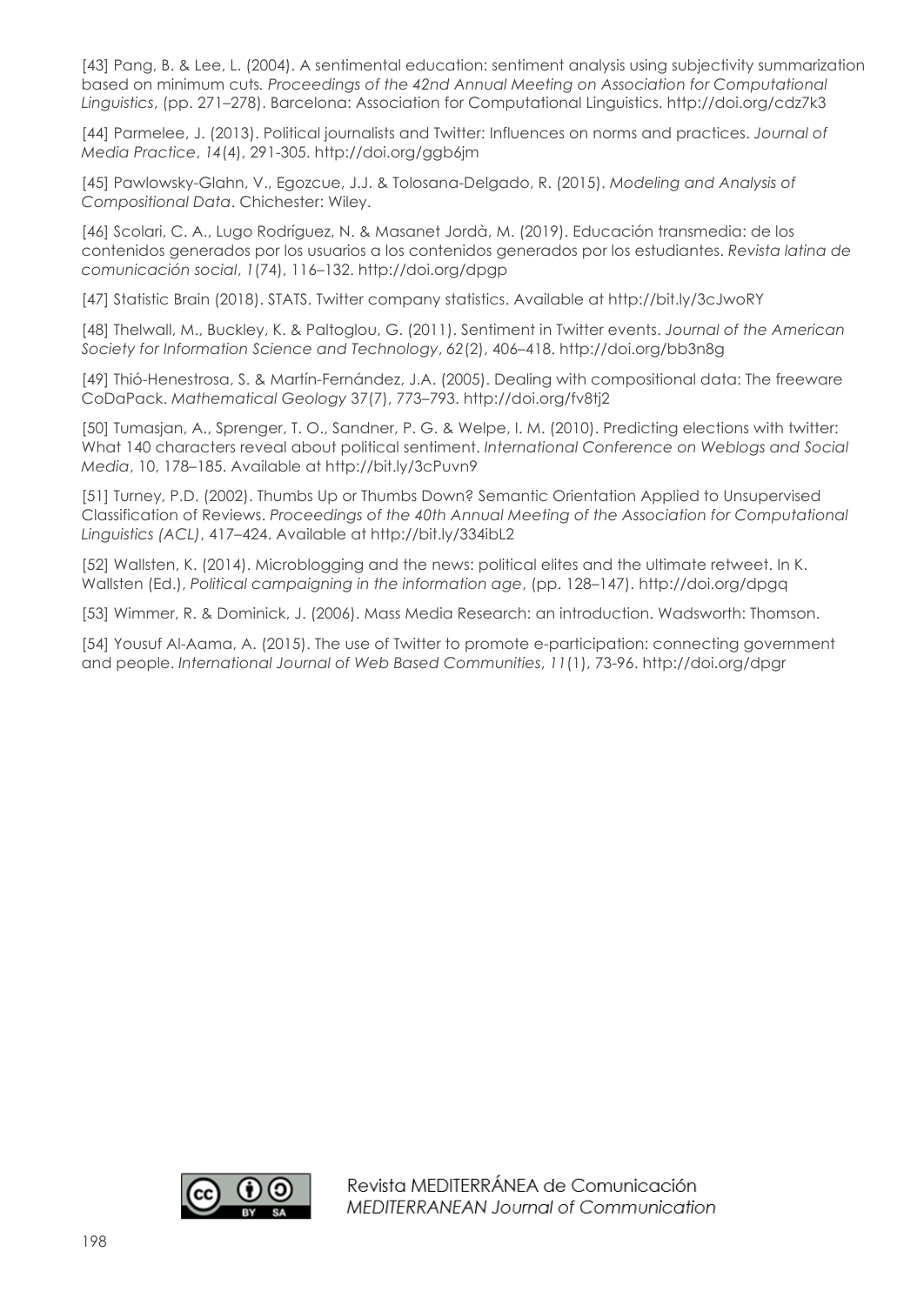[43] Pang, B. & Lee, L. (2004). A sentimental education: sentiment analysis using subjectivity summarization based on minimum cuts. *Proceedings of the 42nd Annual Meeting on Association for Computational Linguistics*, (pp. 271–278). Barcelona: Association for Computational Linguistics. http://doi.org/cdz7k3

[44] Parmelee, J. (2013). Political journalists and Twitter: Influences on norms and practices. *Journal of Media Practice*, *14*(4), 291-305. http://doi.org/ggb6jm

[45] Pawlowsky-Glahn, V., Egozcue, J.J. & Tolosana-Delgado, R. (2015). *Modeling and Analysis of Compositional Data*. Chichester: Wiley.

[46] Scolari, C. A., Lugo Rodríguez, N. & Masanet Jordà, M. (2019). Educación transmedia: de los contenidos generados por los usuarios a los contenidos generados por los estudiantes. *Revista latina de comunicación social*, *1*(74), 116–132. http://doi.org/dpgp

[47] Statistic Brain (2018). STATS. Twitter company statistics. Available at http://bit.ly/3cJwoRY

[48] Thelwall, M., Buckley, K. & Paltoglou, G. (2011). Sentiment in Twitter events. *Journal of the American Society for Information Science and Technology*, *62*(2), 406–418. http://doi.org/bb3n8g

[49] Thió-Henestrosa, S. & Martín-Fernández, J.A. (2005). Dealing with compositional data: The freeware CoDaPack. *Mathematical Geology* 37(7), 773–793. http://doi.org/fv8tj2

[50] Tumasjan, A., Sprenger, T. O., Sandner, P. G. & Welpe, I. M. (2010). Predicting elections with twitter: What 140 characters reveal about political sentiment. *International Conference on Weblogs and Social Media*, 10, 178–185. Available at http://bit.ly/3cPuvn9

[51] Turney, P.D. (2002). Thumbs Up or Thumbs Down? Semantic Orientation Applied to Unsupervised Classification of Reviews. *Proceedings of the 40th Annual Meeting of the Association for Computational Linguistics (ACL)*, 417–424. Available at http://bit.ly/334ibL2

[52] Wallsten, K. (2014). Microblogging and the news: political elites and the ultimate retweet. In K. Wallsten (Ed.), *Political campaigning in the information age*, (pp. 128–147). http://doi.org/dpgq

[53] Wimmer, R. & Dominick, J. (2006). Mass Media Research: an introduction. Wadsworth: Thomson.

[54] Yousuf Al-Aama, A. (2015). The use of Twitter to promote e-participation: connecting government and people. *International Journal of Web Based Communities*, *11*(1), 73-96. http://doi.org/dpgr